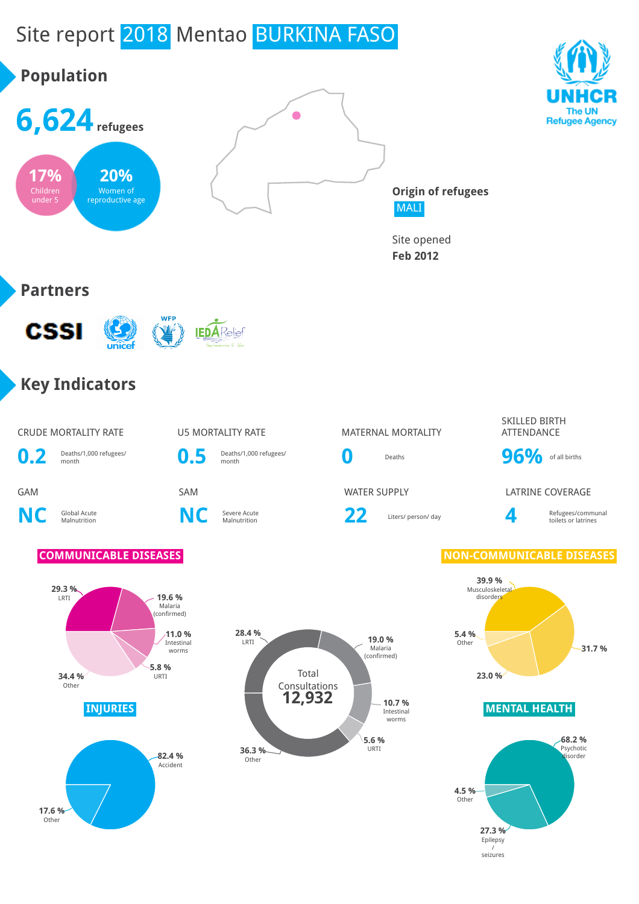# Site report 2018 Mentao BURKINA FASO

UNHCR
The UN Refugee Agency

## Population

**6,624** refugees

**17%** Children under 5

**20%** Women of reproductive age

**Origin of refugees**
MALI

Site opened
**Feb 2012**

## Partners

CSSI, unicef, WFP, IEDA Relief

## Key Indicators

| Indicator | Value | Unit |
|---|---|---|
| CRUDE MORTALITY RATE | 0.2 | Deaths/1,000 refugees/ month |
| U5 MORTALITY RATE | 0.5 | Deaths/1,000 refugees/ month |
| MATERNAL MORTALITY | 0 | Deaths |
| SKILLED BIRTH ATTENDANCE | 96% | of all births |
| GAM | NC | Global Acute Malnutrition |
| SAM | NC | Severe Acute Malnutrition |
| WATER SUPPLY | 22 | Liters/ person/ day |
| LATRINE COVERAGE | 4 | Refugees/communal toilets or latrines |

### COMMUNICABLE DISEASES

- 29.3 % LRTI
- 19.6 % Malaria (confirmed)
- 11.0 % Intestinal worms
- 5.8 % URTI
- 34.4 % Other

### Total Consultations 12,932

- 28.4 % LRTI
- 19.0 % Malaria (confirmed)
- 10.7 % Intestinal worms
- 5.6 % URTI
- 36.3 % Other

### NON-COMMUNICABLE DISEASES

- 39.9 % Musculoskeletal disorders
- 31.7 %
- 23.0 %
- 5.4 % Other

### INJURIES

- 82.4 % Accident
- 17.6 % Other

### MENTAL HEALTH

- 68.2 % Psychotic disorder
- 27.3 % Epilepsy / seizures
- 4.5 % Other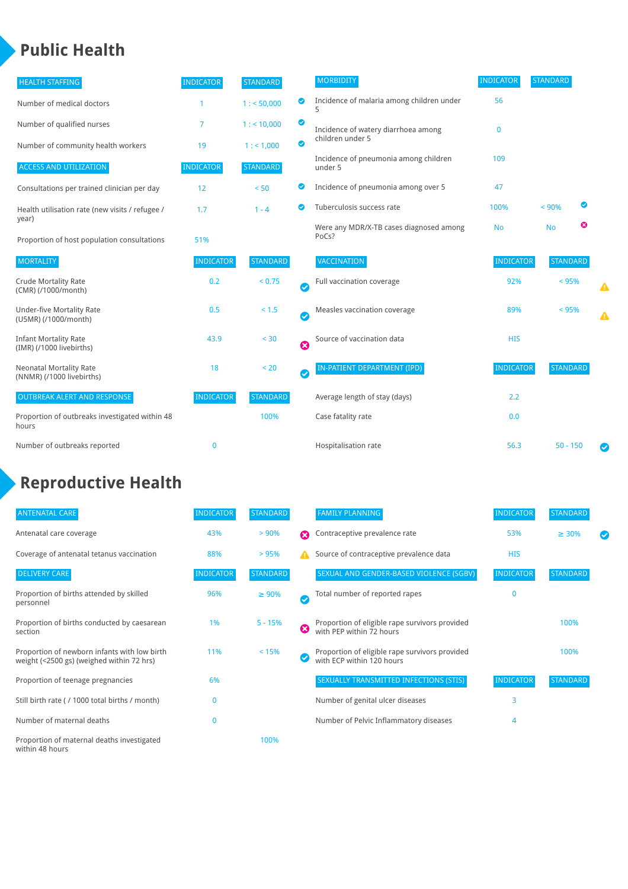# Public Health

| HEALTH STAFFING | INDICATOR | STANDARD | |
|---|---|---|---|
| Number of medical doctors | 1 | 1 : < 50,000 | ✔ |
| Number of qualified nurses | 7 | 1 : < 10,000 | ✔ |
| Number of community health workers | 19 | 1 : < 1,000 | ✔ |

| ACCESS AND UTILIZATION | INDICATOR | STANDARD | |
|---|---|---|---|
| Consultations per trained clinician per day | 12 | < 50 | ✔ |
| Health utilisation rate (new visits / refugee / year) | 1.7 | 1 - 4 | ✔ |
| Proportion of host population consultations | 51% | | |

| MORTALITY | INDICATOR | STANDARD | |
|---|---|---|---|
| Crude Mortality Rate (CMR) (/1000/month) | 0.2 | < 0.75 | ✔ |
| Under-five Mortality Rate (U5MR) (/1000/month) | 0.5 | < 1.5 | ✔ |
| Infant Mortality Rate (IMR) (/1000 livebirths) | 43.9 | < 30 | ✖ |
| Neonatal Mortality Rate (NNMR) (/1000 livebirths) | 18 | < 20 | ✔ |

| OUTBREAK ALERT AND RESPONSE | INDICATOR | STANDARD |
|---|---|---|
| Proportion of outbreaks investigated within 48 hours | | 100% |
| Number of outbreaks reported | 0 | |

| MORBIDITY | INDICATOR | STANDARD | |
|---|---|---|---|
| Incidence of malaria among children under 5 | 56 | | |
| Incidence of watery diarrhoea among children under 5 | 0 | | |
| Incidence of pneumonia among children under 5 | 109 | | |
| Incidence of pneumonia among over 5 | 47 | | |
| Tuberculosis success rate | 100% | < 90% | ✔ |
| Were any MDR/X-TB cases diagnosed among PoCs? | No | No | ✖ |

| VACCINATION | INDICATOR | STANDARD | |
|---|---|---|---|
| Full vaccination coverage | 92% | < 95% | ⚠ |
| Measles vaccination coverage | 89% | < 95% | ⚠ |
| Source of vaccination data | HIS | | |

| IN-PATIENT DEPARTMENT (IPD) | INDICATOR | STANDARD | |
|---|---|---|---|
| Average length of stay (days) | 2.2 | | |
| Case fatality rate | 0.0 | | |
| Hospitalisation rate | 56.3 | 50 - 150 | ✔ |

# Reproductive Health

| ANTENATAL CARE | INDICATOR | STANDARD | |
|---|---|---|---|
| Antenatal care coverage | 43% | > 90% | ✖ |
| Coverage of antenatal tetanus vaccination | 88% | > 95% | ⚠ |

| DELIVERY CARE | INDICATOR | STANDARD | |
|---|---|---|---|
| Proportion of births attended by skilled personnel | 96% | ≥ 90% | ✔ |
| Proportion of births conducted by caesarean section | 1% | 5 - 15% | ✖ |
| Proportion of newborn infants with low birth weight (<2500 gs) (weighed within 72 hrs) | 11% | < 15% | ✔ |
| Proportion of teenage pregnancies | 6% | | |
| Still birth rate ( / 1000 total births / month) | 0 | | |
| Number of maternal deaths | 0 | | |
| Proportion of maternal deaths investigated within 48 hours | | 100% | |

| FAMILY PLANNING | INDICATOR | STANDARD | |
|---|---|---|---|
| Contraceptive prevalence rate | 53% | ≥ 30% | ✔ |
| Source of contraceptive prevalence data | HIS | | |

| SEXUAL AND GENDER-BASED VIOLENCE (SGBV) | INDICATOR | STANDARD |
|---|---|---|
| Total number of reported rapes | 0 | |
| Proportion of eligible rape survivors provided with PEP within 72 hours | | 100% |
| Proportion of eligible rape survivors provided with ECP within 120 hours | | 100% |

| SEXUALLY TRANSMITTED INFECTIONS (STIS) | INDICATOR | STANDARD |
|---|---|---|
| Number of genital ulcer diseases | 3 | |
| Number of Pelvic Inflammatory diseases | 4 | |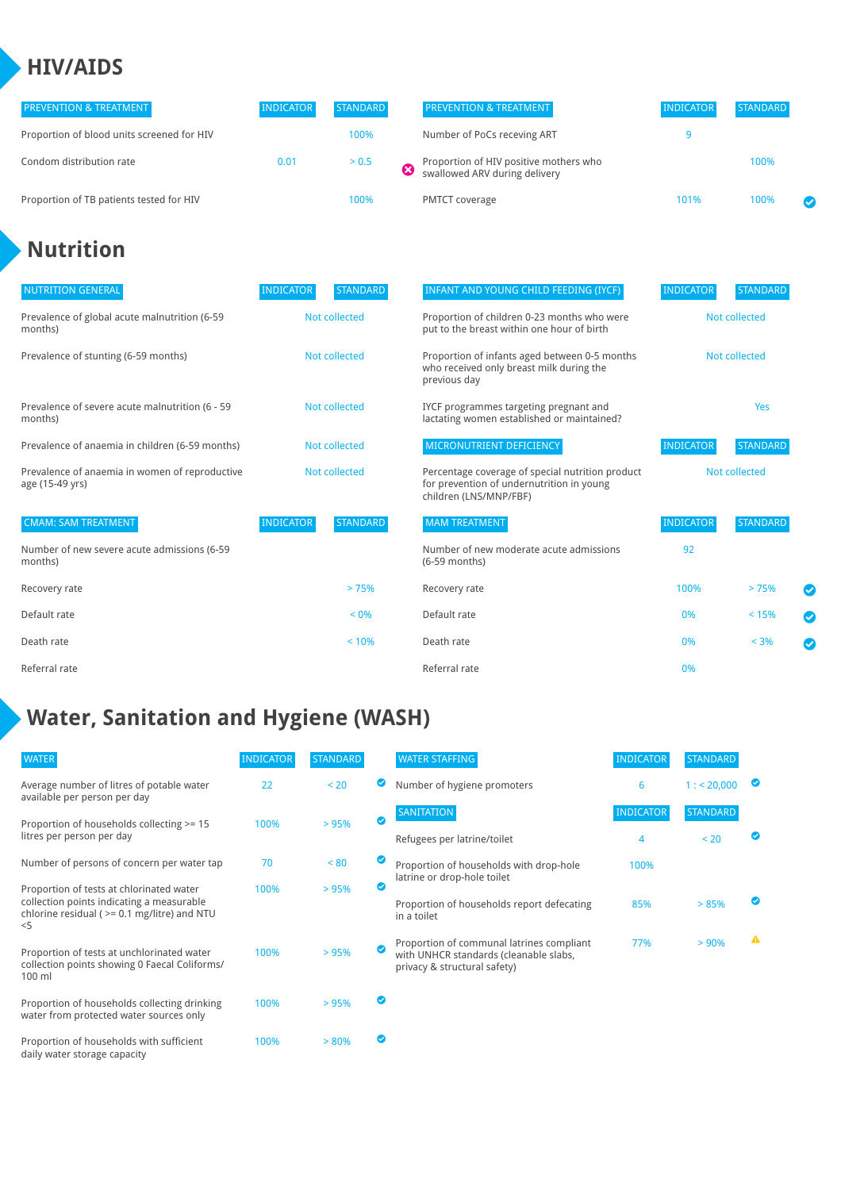# HIV/AIDS

| PREVENTION & TREATMENT | INDICATOR | STANDARD | |
|---|---|---|---|
| Proportion of blood units screened for HIV | | 100% | |
| Condom distribution rate | 0.01 | > 0.5 | ✖ |
| Proportion of TB patients tested for HIV | | 100% | |

| PREVENTION & TREATMENT | INDICATOR | STANDARD | |
|---|---|---|---|
| Number of PoCs receving ART | 9 | | |
| Proportion of HIV positive mothers who swallowed ARV during delivery | | 100% | |
| PMTCT coverage | 101% | 100% | ✔ |

# Nutrition

| NUTRITION GENERAL | INDICATOR | STANDARD |
|---|---|---|
| Prevalence of global acute malnutrition (6-59 months) | Not collected | |
| Prevalence of stunting (6-59 months) | Not collected | |
| Prevalence of severe acute malnutrition (6 - 59 months) | Not collected | |
| Prevalence of anaemia in children (6-59 months) | Not collected | |
| Prevalence of anaemia in women of reproductive age (15-49 yrs) | Not collected | |

| INFANT AND YOUNG CHILD FEEDING (IYCF) | INDICATOR | STANDARD |
|---|---|---|
| Proportion of children 0-23 months who were put to the breast within one hour of birth | Not collected | |
| Proportion of infants aged between 0-5 months who received only breast milk during the previous day | Not collected | |
| IYCF programmes targeting pregnant and lactating women established or maintained? | | Yes |

| MICRONUTRIENT DEFICIENCY | INDICATOR | STANDARD |
|---|---|---|
| Percentage coverage of special nutrition product for prevention of undernutrition in young children (LNS/MNP/FBF) | Not collected | |

| CMAM: SAM TREATMENT | INDICATOR | STANDARD |
|---|---|---|
| Number of new severe acute admissions (6-59 months) | | |
| Recovery rate | | > 75% |
| Default rate | | < 0% |
| Death rate | | < 10% |
| Referral rate | | |

| MAM TREATMENT | INDICATOR | STANDARD | |
|---|---|---|---|
| Number of new moderate acute admissions (6-59 months) | 92 | | |
| Recovery rate | 100% | > 75% | ✔ |
| Default rate | 0% | < 15% | ✔ |
| Death rate | 0% | < 3% | ✔ |
| Referral rate | 0% | | |

# Water, Sanitation and Hygiene (WASH)

| WATER | INDICATOR | STANDARD | |
|---|---|---|---|
| Average number of litres of potable water available per person per day | 22 | < 20 | ✔ |
| Proportion of households collecting >= 15 litres per person per day | 100% | > 95% | ✔ |
| Number of persons of concern per water tap | 70 | < 80 | ✔ |
| Proportion of tests at chlorinated water collection points indicating a measurable chlorine residual ( >= 0.1 mg/litre) and NTU <5 | 100% | > 95% | ✔ |
| Proportion of tests at unchlorinated water collection points showing 0 Faecal Coliforms/ 100 ml | 100% | > 95% | ✔ |
| Proportion of households collecting drinking water from protected water sources only | 100% | > 95% | ✔ |
| Proportion of households with sufficient daily water storage capacity | 100% | > 80% | ✔ |

| WATER STAFFING | INDICATOR | STANDARD | |
|---|---|---|---|
| Number of hygiene promoters | 6 | 1 : < 20,000 | ✔ |

| SANITATION | INDICATOR | STANDARD | |
|---|---|---|---|
| Refugees per latrine/toilet | 4 | < 20 | ✔ |
| Proportion of households with drop-hole latrine or drop-hole toilet | 100% | | |
| Proportion of households report defecating in a toilet | 85% | > 85% | ✔ |
| Proportion of communal latrines compliant with UNHCR standards (cleanable slabs, privacy & structural safety) | 77% | > 90% | ⚠ |